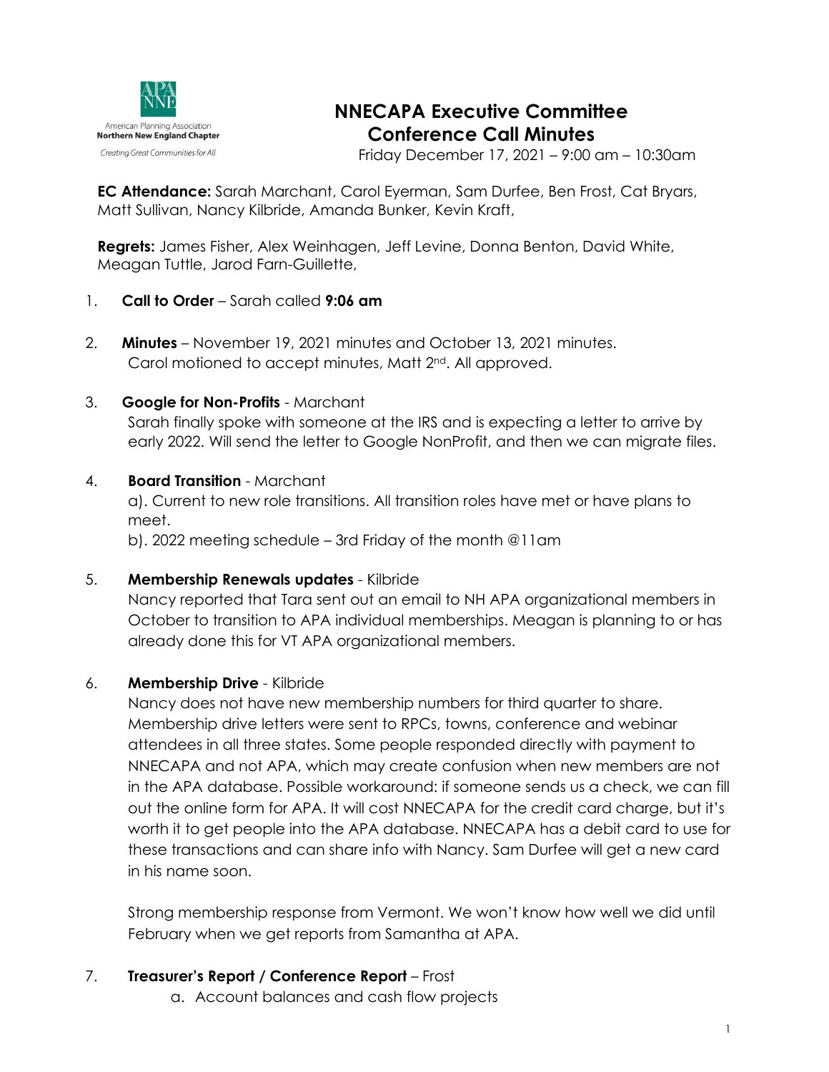American Planning Association
Northern New England Chapter
Creating Great Communities for All

# NNECAPA Executive Committee Conference Call Minutes

Friday December 17, 2021 – 9:00 am – 10:30am

**EC Attendance:** Sarah Marchant, Carol Eyerman, Sam Durfee, Ben Frost, Cat Bryars, Matt Sullivan, Nancy Kilbride, Amanda Bunker, Kevin Kraft,

**Regrets:** James Fisher, Alex Weinhagen, Jeff Levine, Donna Benton, David White, Meagan Tuttle, Jarod Farn-Guillette,

1. **Call to Order** – Sarah called **9:06 am**

2. **Minutes** – November 19, 2021 minutes and October 13, 2021 minutes.
   Carol motioned to accept minutes, Matt 2nd. All approved.

3. **Google for Non-Profits** - Marchant
   Sarah finally spoke with someone at the IRS and is expecting a letter to arrive by early 2022. Will send the letter to Google NonProfit, and then we can migrate files.

4. **Board Transition** - Marchant
   a). Current to new role transitions. All transition roles have met or have plans to meet.
   b). 2022 meeting schedule – 3rd Friday of the month @11am

5. **Membership Renewals updates** - Kilbride
   Nancy reported that Tara sent out an email to NH APA organizational members in October to transition to APA individual memberships. Meagan is planning to or has already done this for VT APA organizational members.

6. **Membership Drive** - Kilbride
   Nancy does not have new membership numbers for third quarter to share. Membership drive letters were sent to RPCs, towns, conference and webinar attendees in all three states. Some people responded directly with payment to NNECAPA and not APA, which may create confusion when new members are not in the APA database. Possible workaround: if someone sends us a check, we can fill out the online form for APA. It will cost NNECAPA for the credit card charge, but it's worth it to get people into the APA database. NNECAPA has a debit card to use for these transactions and can share info with Nancy. Sam Durfee will get a new card in his name soon.

   Strong membership response from Vermont. We won't know how well we did until February when we get reports from Samantha at APA.

7. **Treasurer's Report / Conference Report** – Frost
   a. Account balances and cash flow projects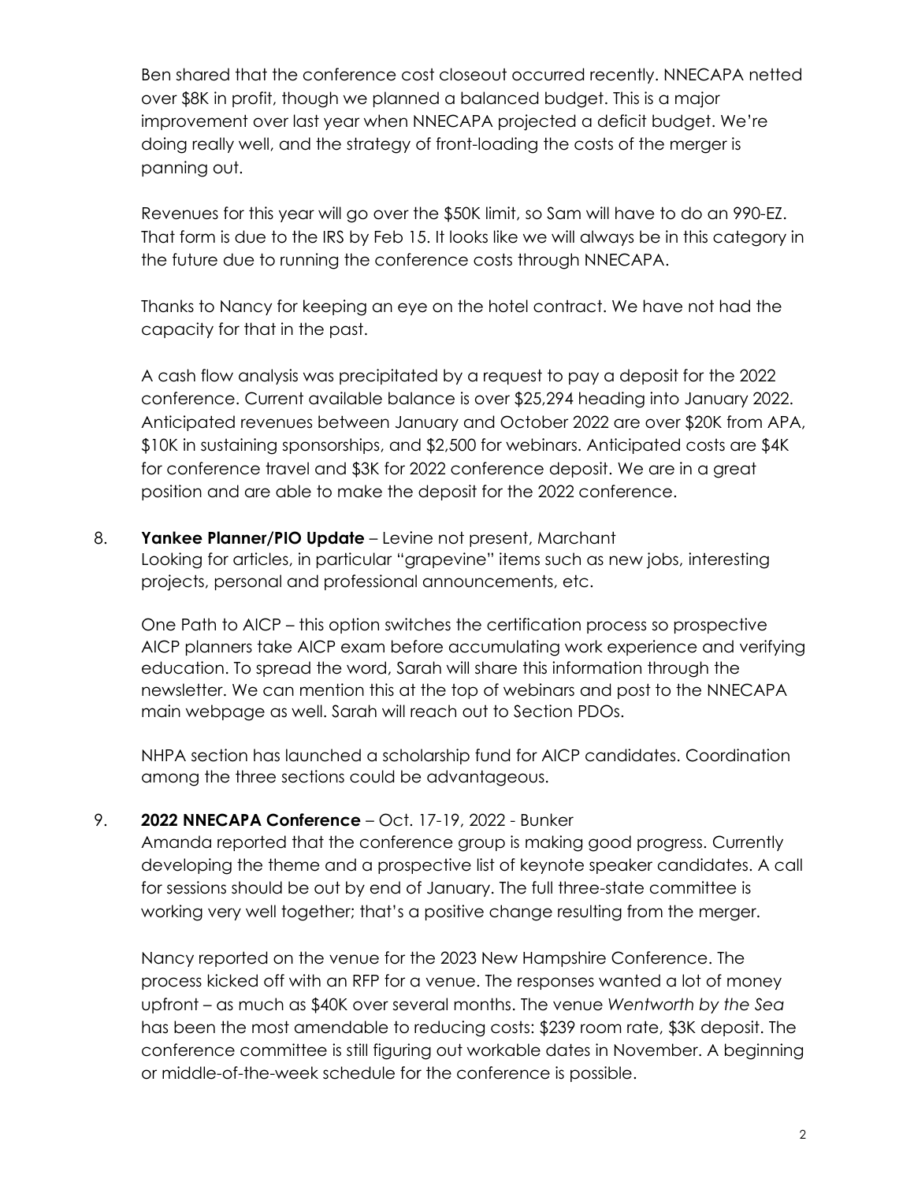Ben shared that the conference cost closeout occurred recently. NNECAPA netted over $8K in profit, though we planned a balanced budget. This is a major improvement over last year when NNECAPA projected a deficit budget. We're doing really well, and the strategy of front-loading the costs of the merger is panning out.

Revenues for this year will go over the $50K limit, so Sam will have to do an 990-EZ. That form is due to the IRS by Feb 15. It looks like we will always be in this category in the future due to running the conference costs through NNECAPA.

Thanks to Nancy for keeping an eye on the hotel contract. We have not had the capacity for that in the past.

A cash flow analysis was precipitated by a request to pay a deposit for the 2022 conference. Current available balance is over $25,294 heading into January 2022. Anticipated revenues between January and October 2022 are over $20K from APA, $10K in sustaining sponsorships, and $2,500 for webinars. Anticipated costs are $4K for conference travel and $3K for 2022 conference deposit. We are in a great position and are able to make the deposit for the 2022 conference.

8. **Yankee Planner/PIO Update** – Levine not present, Marchant

   Looking for articles, in particular "grapevine" items such as new jobs, interesting projects, personal and professional announcements, etc.

   One Path to AICP – this option switches the certification process so prospective AICP planners take AICP exam before accumulating work experience and verifying education. To spread the word, Sarah will share this information through the newsletter. We can mention this at the top of webinars and post to the NNECAPA main webpage as well. Sarah will reach out to Section PDOs.

   NHPA section has launched a scholarship fund for AICP candidates. Coordination among the three sections could be advantageous.

9. **2022 NNECAPA Conference** – Oct. 17-19, 2022 - Bunker

   Amanda reported that the conference group is making good progress. Currently developing the theme and a prospective list of keynote speaker candidates. A call for sessions should be out by end of January. The full three-state committee is working very well together; that's a positive change resulting from the merger.

   Nancy reported on the venue for the 2023 New Hampshire Conference. The process kicked off with an RFP for a venue. The responses wanted a lot of money upfront – as much as $40K over several months. The venue *Wentworth by the Sea* has been the most amendable to reducing costs: $239 room rate, $3K deposit. The conference committee is still figuring out workable dates in November. A beginning or middle-of-the-week schedule for the conference is possible.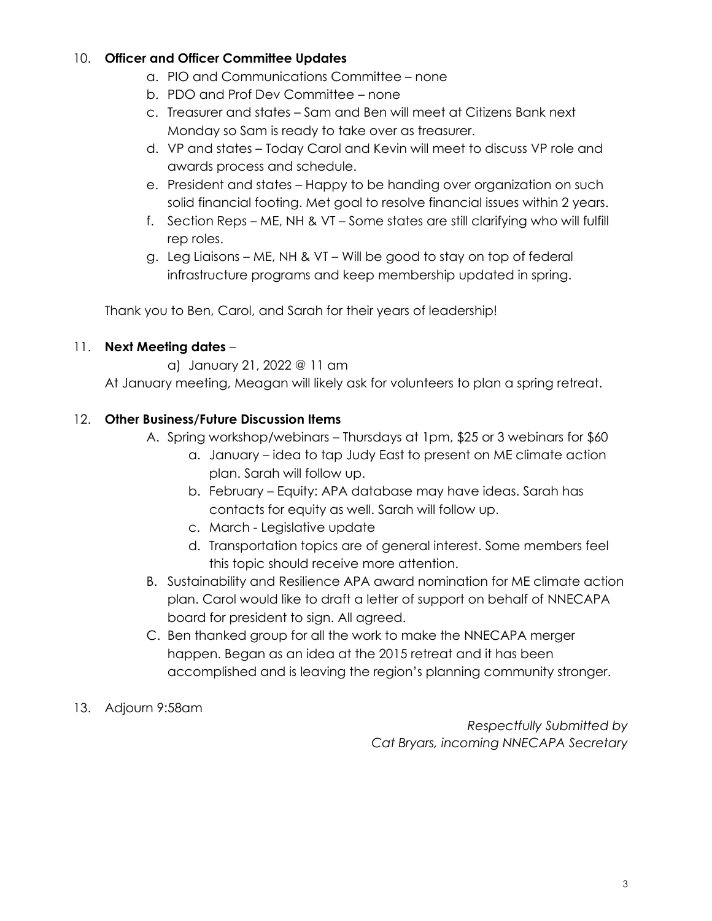10. **Officer and Officer Committee Updates**
    a. PIO and Communications Committee – none
    b. PDO and Prof Dev Committee – none
    c. Treasurer and states – Sam and Ben will meet at Citizens Bank next Monday so Sam is ready to take over as treasurer.
    d. VP and states – Today Carol and Kevin will meet to discuss VP role and awards process and schedule.
    e. President and states – Happy to be handing over organization on such solid financial footing. Met goal to resolve financial issues within 2 years.
    f. Section Reps – ME, NH & VT – Some states are still clarifying who will fulfill rep roles.
    g. Leg Liaisons – ME, NH & VT – Will be good to stay on top of federal infrastructure programs and keep membership updated in spring.

    Thank you to Ben, Carol, and Sarah for their years of leadership!

11. **Next Meeting dates** –
    a) January 21, 2022 @ 11 am

    At January meeting, Meagan will likely ask for volunteers to plan a spring retreat.

12. **Other Business/Future Discussion Items**
    A. Spring workshop/webinars – Thursdays at 1pm, $25 or 3 webinars for $60
       a. January – idea to tap Judy East to present on ME climate action plan. Sarah will follow up.
       b. February – Equity: APA database may have ideas. Sarah has contacts for equity as well. Sarah will follow up.
       c. March - Legislative update
       d. Transportation topics are of general interest. Some members feel this topic should receive more attention.
    B. Sustainability and Resilience APA award nomination for ME climate action plan. Carol would like to draft a letter of support on behalf of NNECAPA board for president to sign. All agreed.
    C. Ben thanked group for all the work to make the NNECAPA merger happen. Began as an idea at the 2015 retreat and it has been accomplished and is leaving the region's planning community stronger.

13. Adjourn 9:58am

*Respectfully Submitted by*
*Cat Bryars, incoming NNECAPA Secretary*